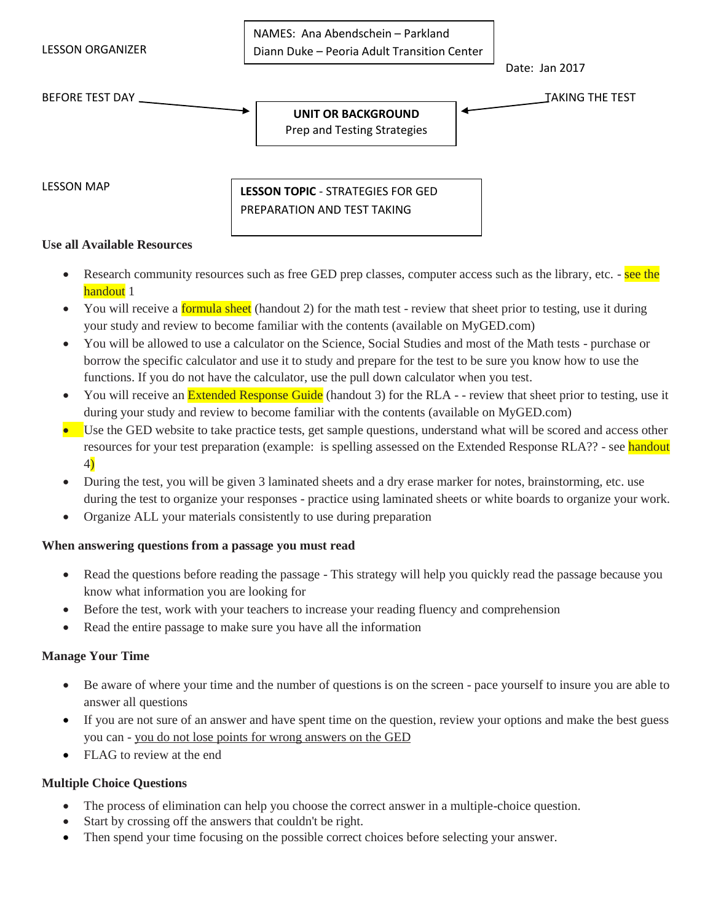LESSON ORGANIZER

NAMES: Ana Abendschein – Parkland
Diann Duke – Peoria Adult Transition Center

Date: Jan 2017

BEFORE TEST DAY → **UNIT OR BACKGROUND** Prep and Testing Strategies ← TAKING THE TEST

LESSON MAP

**LESSON TOPIC** - STRATEGIES FOR GED PREPARATION AND TEST TAKING

### Use all Available Resources

- Research community resources such as free GED prep classes, computer access such as the library, etc. - see the handout 1
- You will receive a formula sheet (handout 2) for the math test - review that sheet prior to testing, use it during your study and review to become familiar with the contents (available on MyGED.com)
- You will be allowed to use a calculator on the Science, Social Studies and most of the Math tests - purchase or borrow the specific calculator and use it to study and prepare for the test to be sure you know how to use the functions. If you do not have the calculator, use the pull down calculator when you test.
- You will receive an Extended Response Guide (handout 3) for the RLA - - review that sheet prior to testing, use it during your study and review to become familiar with the contents (available on MyGED.com)
- Use the GED website to take practice tests, get sample questions, understand what will be scored and access other resources for your test preparation (example: is spelling assessed on the Extended Response RLA?? - see handout 4)
- During the test, you will be given 3 laminated sheets and a dry erase marker for notes, brainstorming, etc. use during the test to organize your responses - practice using laminated sheets or white boards to organize your work.
- Organize ALL your materials consistently to use during preparation

### When answering questions from a passage you must read

- Read the questions before reading the passage - This strategy will help you quickly read the passage because you know what information you are looking for
- Before the test, work with your teachers to increase your reading fluency and comprehension
- Read the entire passage to make sure you have all the information

### Manage Your Time

- Be aware of where your time and the number of questions is on the screen - pace yourself to insure you are able to answer all questions
- If you are not sure of an answer and have spent time on the question, review your options and make the best guess you can - <u>you do not lose points for wrong answers on the GED</u>
- FLAG to review at the end

### Multiple Choice Questions

- The process of elimination can help you choose the correct answer in a multiple-choice question.
- Start by crossing off the answers that couldn't be right.
- Then spend your time focusing on the possible correct choices before selecting your answer.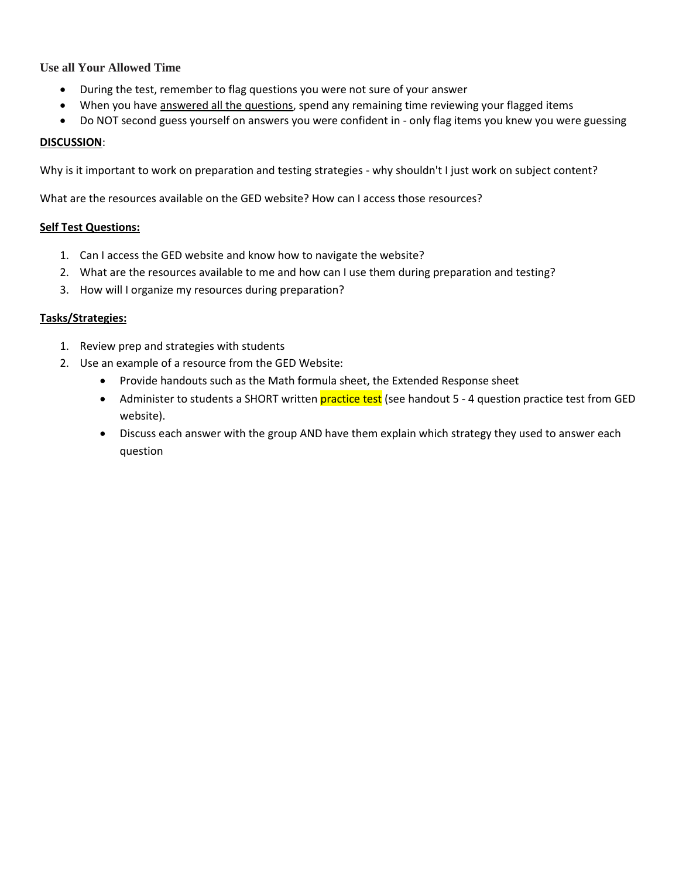### Use all Your Allowed Time

- During the test, remember to flag questions you were not sure of your answer
- When you have answered all the questions, spend any remaining time reviewing your flagged items
- Do NOT second guess yourself on answers you were confident in - only flag items you knew you were guessing

**DISCUSSION**:

Why is it important to work on preparation and testing strategies - why shouldn't I just work on subject content?

What are the resources available on the GED website? How can I access those resources?

**Self Test Questions:**

1. Can I access the GED website and know how to navigate the website?
2. What are the resources available to me and how can I use them during preparation and testing?
3. How will I organize my resources during preparation?

**Tasks/Strategies:**

1. Review prep and strategies with students
2. Use an example of a resource from the GED Website:
   - Provide handouts such as the Math formula sheet, the Extended Response sheet
   - Administer to students a SHORT written practice test (see handout 5 - 4 question practice test from GED website).
   - Discuss each answer with the group AND have them explain which strategy they used to answer each question